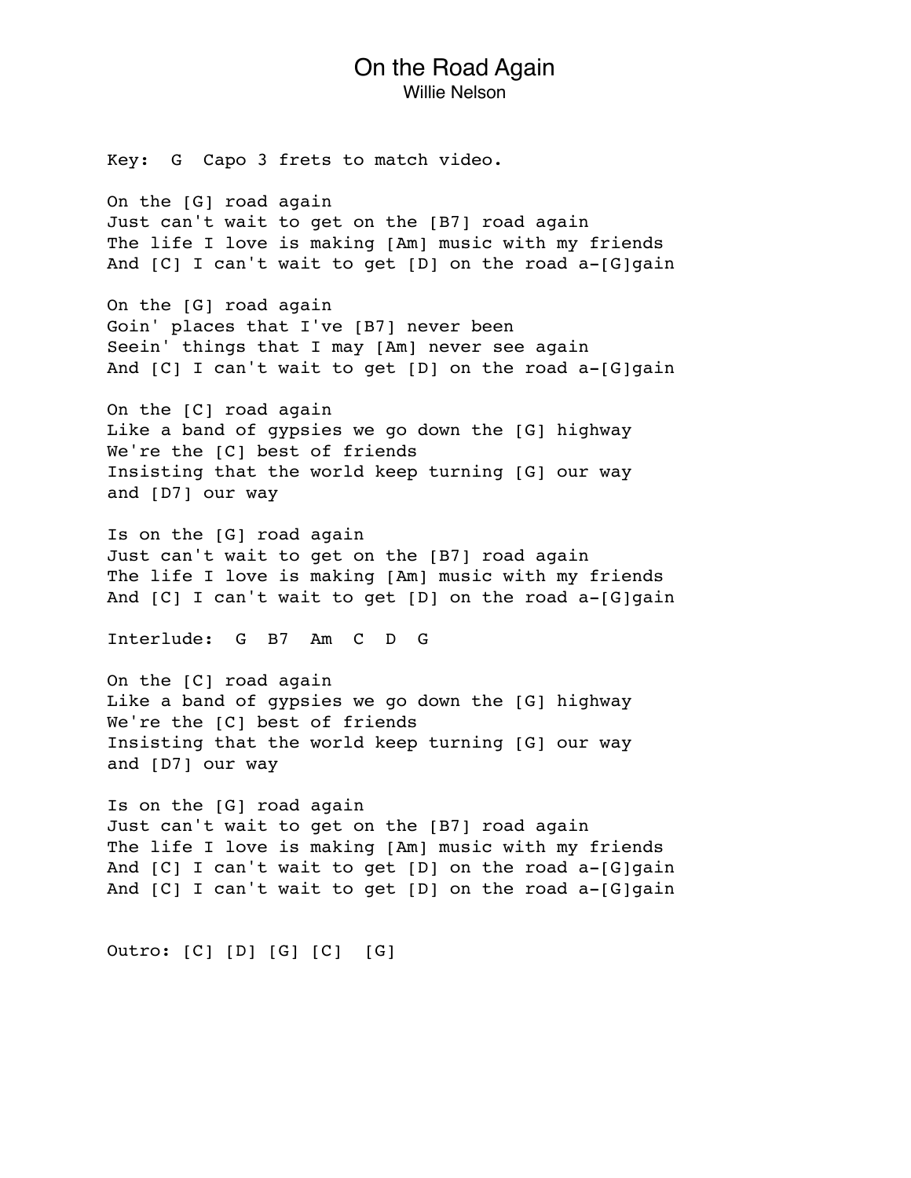# On the Road Again

Willie Nelson

```
Key:  G  Capo 3 frets to match video.

On the [G] road again
Just can't wait to get on the [B7] road again
The life I love is making [Am] music with my friends
And [C] I can't wait to get [D] on the road a-[G]gain

On the [G] road again
Goin' places that I've [B7] never been
Seein' things that I may [Am] never see again
And [C] I can't wait to get [D] on the road a-[G]gain

On the [C] road again
Like a band of gypsies we go down the [G] highway
We're the [C] best of friends
Insisting that the world keep turning [G] our way
and [D7] our way

Is on the [G] road again
Just can't wait to get on the [B7] road again
The life I love is making [Am] music with my friends
And [C] I can't wait to get [D] on the road a-[G]gain

Interlude:  G  B7  Am  C  D  G

On the [C] road again
Like a band of gypsies we go down the [G] highway
We're the [C] best of friends
Insisting that the world keep turning [G] our way
and [D7] our way

Is on the [G] road again
Just can't wait to get on the [B7] road again
The life I love is making [Am] music with my friends
And [C] I can't wait to get [D] on the road a-[G]gain
And [C] I can't wait to get [D] on the road a-[G]gain


Outro: [C] [D] [G] [C]  [G]
```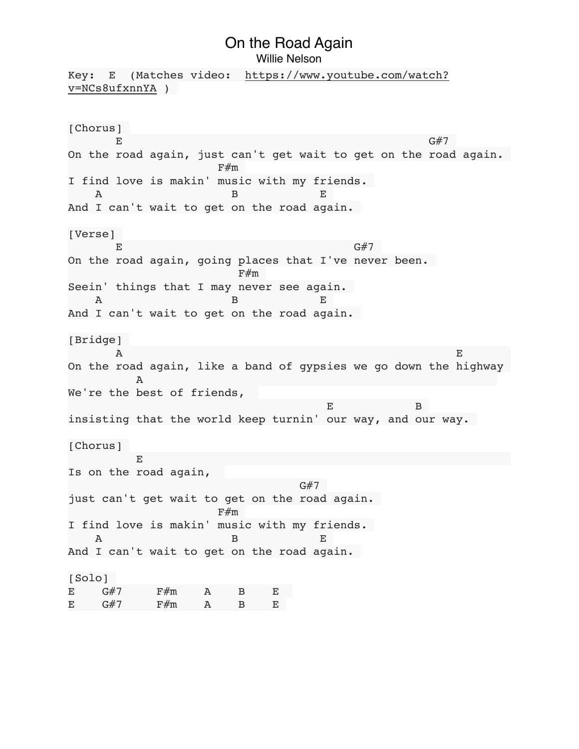# On the Road Again

Willie Nelson

Key:  E  (Matches video:  https://www.youtube.com/watch?v=NCs8ufxnnYA )

```
[Chorus]
       E                                                    G#7
On the road again, just can't get wait to get on the road again.
                      F#m
I find love is makin' music with my friends.
    A                   B            E
And I can't wait to get on the road again.

[Verse]
       E                                         G#7
On the road again, going places that I've never been.
                         F#m
Seein' things that I may never see again.
    A                   B            E
And I can't wait to get on the road again.

[Bridge]
       A                                                      E
On the road again, like a band of gypsies we go down the highway
          A
We're the best of friends,
                                      E            B
insisting that the world keep turnin' our way, and our way.

[Chorus]
          E
Is on the road again,
                                  G#7
just can't get wait to get on the road again.
                      F#m
I find love is makin' music with my friends.
    A                   B            E
And I can't wait to get on the road again.

[Solo]
E    G#7     F#m    A    B    E
E    G#7     F#m    A    B    E
```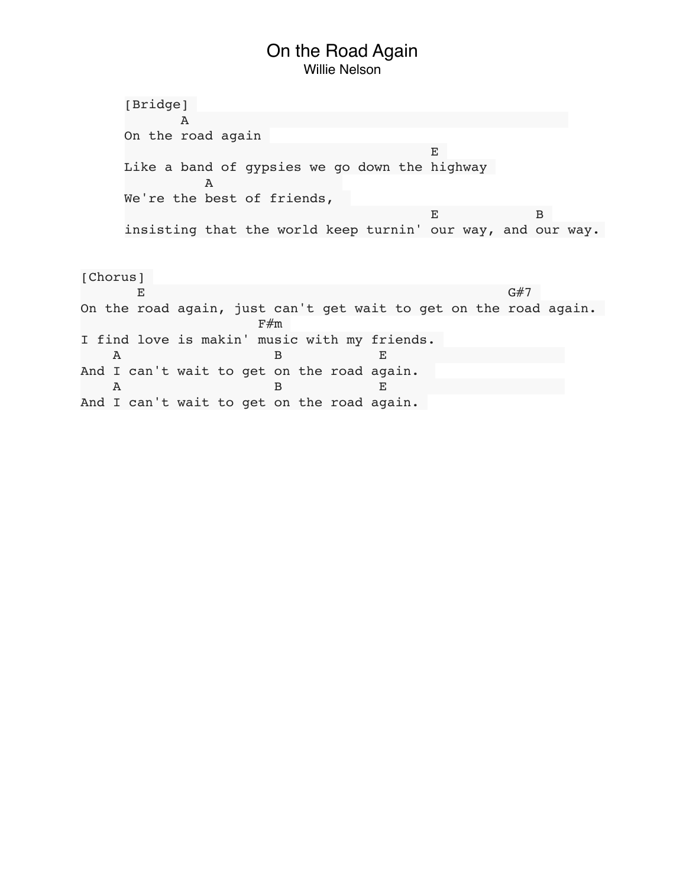# On the Road Again

Willie Nelson

```
[Bridge]
       A
On the road again
                                      E
Like a band of gypsies we go down the highway
          A
We're the best of friends,
                                      E            B
insisting that the world keep turnin' our way, and our way.
```

```
[Chorus]
       E                                                G#7
On the road again, just can't get wait to get on the road again.
                      F#m
I find love is makin' music with my friends.
    A                  B            E
And I can't wait to get on the road again.
    A                  B            E
And I can't wait to get on the road again.
```